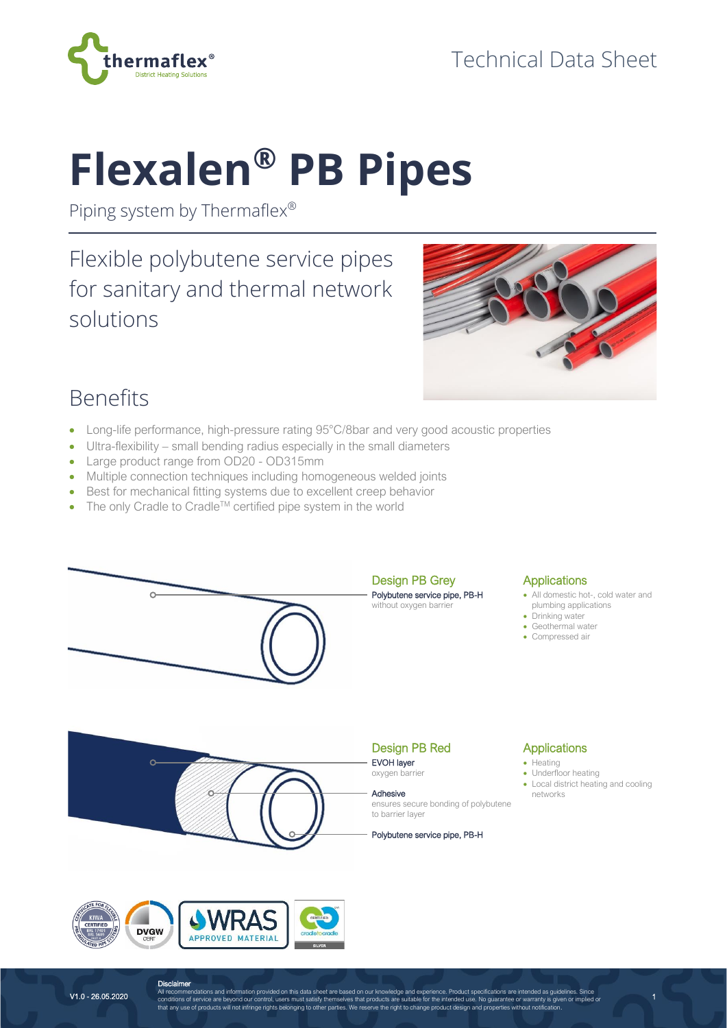Technical Data Sheet

# Flexalen® PB Pipes

Piping system by Thermaflex®

## Flexible polybutene service pipes for sanitary and thermal network solutions

## Benefits

- Long-life performance, high-pressure rating 95°C/8bar and very good acoustic properties
- Ultra-flexibility – small bending radius especially in the small diameters
- Large product range from OD20 - OD315mm
- Multiple connection techniques including homogeneous welded joints
- Best for mechanical fitting systems due to excellent creep behavior
- The only Cradle to Cradle™ certified pipe system in the world

### Design PB Grey

**Polybutene service pipe, PB-H**
without oxygen barrier

### Applications

- All domestic hot-, cold water and plumbing applications
- Drinking water
- Geothermal water
- Compressed air

### Design PB Red

**EVOH layer**
oxygen barrier

**Adhesive**
ensures secure bonding of polybutene to barrier layer

**Polybutene service pipe, PB-H**

### Applications

- Heating
- Underfloor heating
- Local district heating and cooling networks

V1.0 - 26.05.2020

**Disclaimer**
All recommendations and information provided on this data sheet are based on our knowledge and experience. Product specifications are intended as guidelines. Since conditions of service are beyond our control, users must satisfy themselves that products are suitable for the intended use. No guarantee or warranty is given or implied or that any use of products will not infringe rights belonging to other parties. We reserve the right to change product design and properties without notification.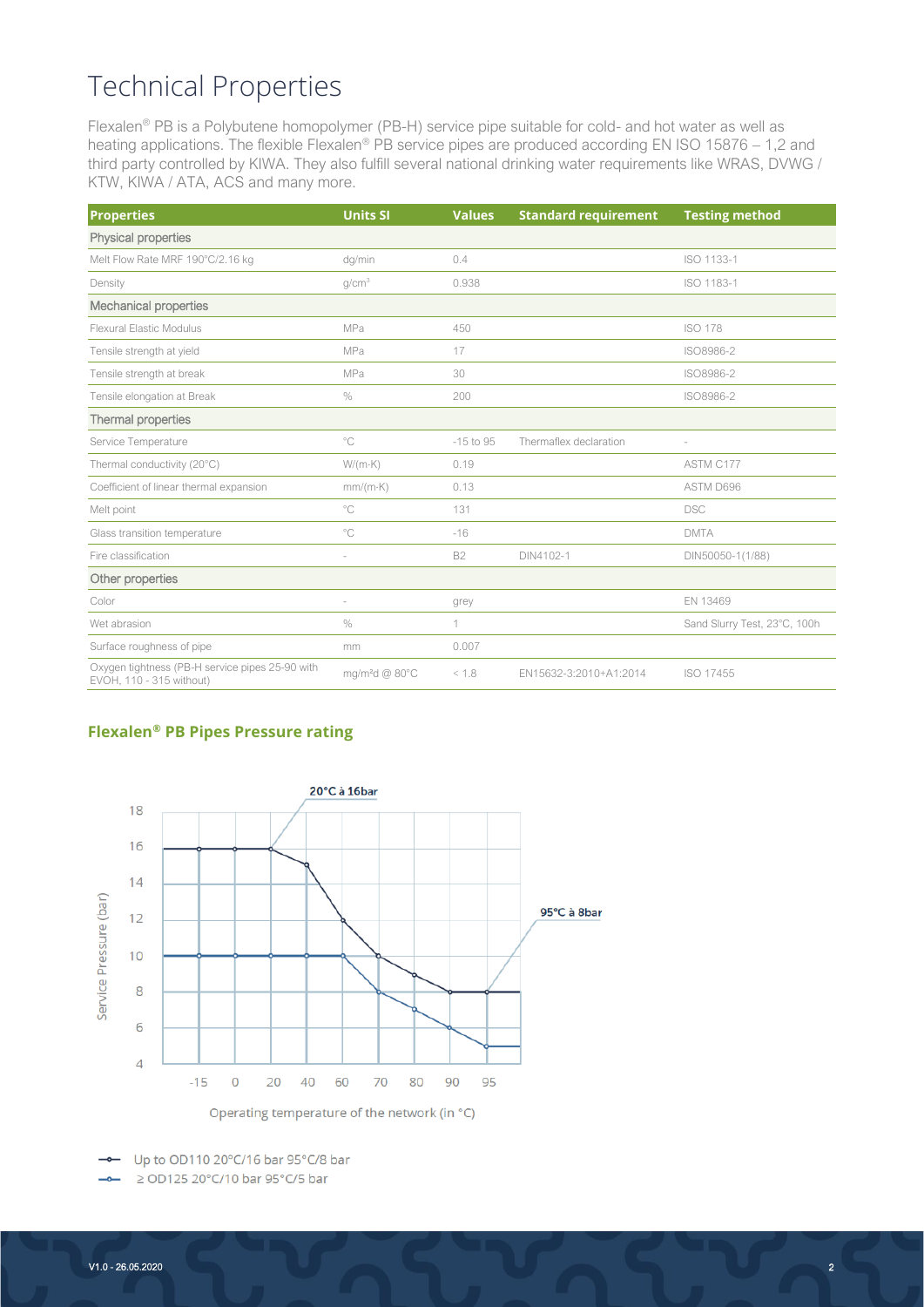# Technical Properties

Flexalen® PB is a Polybutene homopolymer (PB-H) service pipe suitable for cold- and hot water as well as heating applications. The flexible Flexalen® PB service pipes are produced according EN ISO 15876 – 1,2 and third party controlled by KIWA. They also fulfill several national drinking water requirements like WRAS, DVWG / KTW, KIWA / ATA, ACS and many more.

| Properties | Units SI | Values | Standard requirement | Testing method |
|---|---|---|---|---|
| **Physical properties** | | | | |
| Melt Flow Rate MRF 190°C/2.16 kg | dg/min | 0.4 | | ISO 1133-1 |
| Density | g/cm³ | 0.938 | | ISO 1183-1 |
| **Mechanical properties** | | | | |
| Flexural Elastic Modulus | MPa | 450 | | ISO 178 |
| Tensile strength at yield | MPa | 17 | | ISO8986-2 |
| Tensile strength at break | MPa | 30 | | ISO8986-2 |
| Tensile elongation at Break | % | 200 | | ISO8986-2 |
| **Thermal properties** | | | | |
| Service Temperature | °C | -15 to 95 | Thermaflex declaration | - |
| Thermal conductivity (20°C) | W/(m·K) | 0.19 | | ASTM C177 |
| Coefficient of linear thermal expansion | mm/(m·K) | 0.13 | | ASTM D696 |
| Melt point | °C | 131 | | DSC |
| Glass transition temperature | °C | -16 | | DMTA |
| Fire classification | - | B2 | DIN4102-1 | DIN50050-1(1/88) |
| **Other properties** | | | | |
| Color | - | grey | | EN 13469 |
| Wet abrasion | % | 1 | | Sand Slurry Test, 23°C, 100h |
| Surface roughness of pipe | mm | 0.007 | | |
| Oxygen tightness (PB-H service pipes 25-90 with EVOH, 110 - 315 without) | mg/m²d @ 80°C | < 1.8 | EN15632-3:2010+A1:2014 | ISO 17455 |

## Flexalen® PB Pipes Pressure rating

20°C à 16bar

95°C à 8bar

Service Pressure (bar)

Operating temperature of the network (in °C)

- Up to OD110 20°C/16 bar 95°C/8 bar
- ≥ OD125 20°C/10 bar 95°C/5 bar

V1.0 - 26.05.2020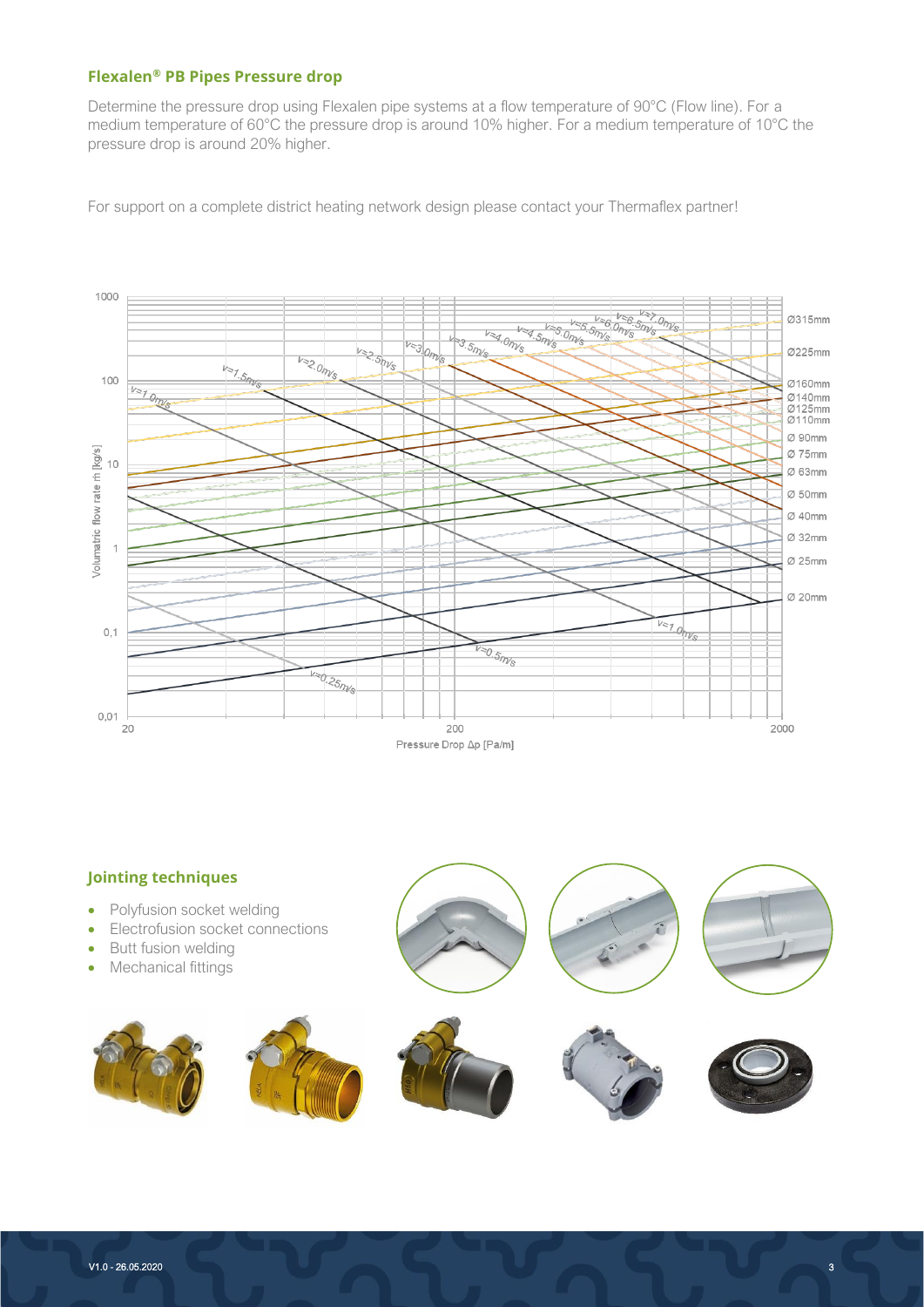### Flexalen® PB Pipes Pressure drop

Determine the pressure drop using Flexalen pipe systems at a flow temperature of 90°C (Flow line). For a medium temperature of 60°C the pressure drop is around 10% higher. For a medium temperature of 10°C the pressure drop is around 20% higher.

For support on a complete district heating network design please contact your Thermaflex partner!

### Jointing techniques

- Polyfusion socket welding
- Electrofusion socket connections
- Butt fusion welding
- Mechanical fittings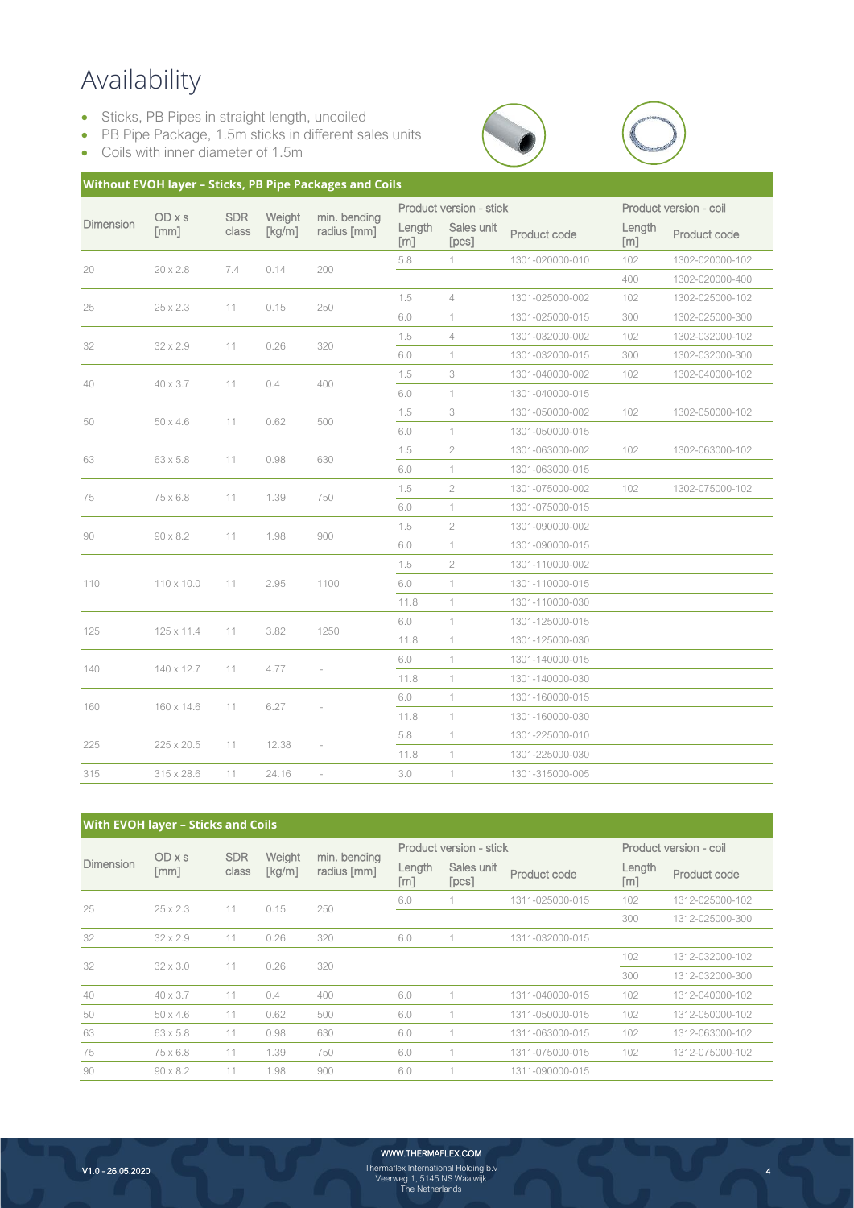# Availability

- Sticks, PB Pipes in straight length, uncoiled
- PB Pipe Package, 1.5m sticks in different sales units
- Coils with inner diameter of 1.5m

## Without EVOH layer – Sticks, PB Pipe Packages and Coils

| Dimension | OD x s [mm] | SDR class | Weight [kg/m] | min. bending radius [mm] | Product version - stick | | | Product version - coil | |
|---|---|---|---|---|---|---|---|---|---|
| | | | | | Length [m] | Sales unit [pcs] | Product code | Length [m] | Product code |
| 20 | 20 x 2.8 | 7.4 | 0.14 | 200 | 5.8 | 1 | 1301-020000-010 | 102 | 1302-020000-102 |
| | | | | | | | | 400 | 1302-020000-400 |
| 25 | 25 x 2.3 | 11 | 0.15 | 250 | 1.5 | 4 | 1301-025000-002 | 102 | 1302-025000-102 |
| | | | | | 6.0 | 1 | 1301-025000-015 | 300 | 1302-025000-300 |
| 32 | 32 x 2.9 | 11 | 0.26 | 320 | 1.5 | 4 | 1301-032000-002 | 102 | 1302-032000-102 |
| | | | | | 6.0 | 1 | 1301-032000-015 | 300 | 1302-032000-300 |
| 40 | 40 x 3.7 | 11 | 0.4 | 400 | 1.5 | 3 | 1301-040000-002 | 102 | 1302-040000-102 |
| | | | | | 6.0 | 1 | 1301-040000-015 | | |
| 50 | 50 x 4.6 | 11 | 0.62 | 500 | 1.5 | 3 | 1301-050000-002 | 102 | 1302-050000-102 |
| | | | | | 6.0 | 1 | 1301-050000-015 | | |
| 63 | 63 x 5.8 | 11 | 0.98 | 630 | 1.5 | 2 | 1301-063000-002 | 102 | 1302-063000-102 |
| | | | | | 6.0 | 1 | 1301-063000-015 | | |
| 75 | 75 x 6.8 | 11 | 1.39 | 750 | 1.5 | 2 | 1301-075000-002 | 102 | 1302-075000-102 |
| | | | | | 6.0 | 1 | 1301-075000-015 | | |
| 90 | 90 x 8.2 | 11 | 1.98 | 900 | 1.5 | 2 | 1301-090000-002 | | |
| | | | | | 6.0 | 1 | 1301-090000-015 | | |
| 110 | 110 x 10.0 | 11 | 2.95 | 1100 | 1.5 | 2 | 1301-110000-002 | | |
| | | | | | 6.0 | 1 | 1301-110000-015 | | |
| | | | | | 11.8 | 1 | 1301-110000-030 | | |
| 125 | 125 x 11.4 | 11 | 3.82 | 1250 | 6.0 | 1 | 1301-125000-015 | | |
| | | | | | 11.8 | 1 | 1301-125000-030 | | |
| 140 | 140 x 12.7 | 11 | 4.77 | - | 6.0 | 1 | 1301-140000-015 | | |
| | | | | | 11.8 | 1 | 1301-140000-030 | | |
| 160 | 160 x 14.6 | 11 | 6.27 | - | 6.0 | 1 | 1301-160000-015 | | |
| | | | | | 11.8 | 1 | 1301-160000-030 | | |
| 225 | 225 x 20.5 | 11 | 12.38 | - | 5.8 | 1 | 1301-225000-010 | | |
| | | | | | 11.8 | 1 | 1301-225000-030 | | |
| 315 | 315 x 28.6 | 11 | 24.16 | - | 3.0 | 1 | 1301-315000-005 | | |

## With EVOH layer – Sticks and Coils

| Dimension | OD x s [mm] | SDR class | Weight [kg/m] | min. bending radius [mm] | Product version - stick | | | Product version - coil | |
|---|---|---|---|---|---|---|---|---|---|
| | | | | | Length [m] | Sales unit [pcs] | Product code | Length [m] | Product code |
| 25 | 25 x 2.3 | 11 | 0.15 | 250 | 6.0 | 1 | 1311-025000-015 | 102 | 1312-025000-102 |
| | | | | | | | | 300 | 1312-025000-300 |
| 32 | 32 x 2.9 | 11 | 0.26 | 320 | 6.0 | 1 | 1311-032000-015 | | |
| 32 | 32 x 3.0 | 11 | 0.26 | 320 | | | | 102 | 1312-032000-102 |
| | | | | | | | | 300 | 1312-032000-300 |
| 40 | 40 x 3.7 | 11 | 0.4 | 400 | 6.0 | 1 | 1311-040000-015 | 102 | 1312-040000-102 |
| 50 | 50 x 4.6 | 11 | 0.62 | 500 | 6.0 | 1 | 1311-050000-015 | 102 | 1312-050000-102 |
| 63 | 63 x 5.8 | 11 | 0.98 | 630 | 6.0 | 1 | 1311-063000-015 | 102 | 1312-063000-102 |
| 75 | 75 x 6.8 | 11 | 1.39 | 750 | 6.0 | 1 | 1311-075000-015 | 102 | 1312-075000-102 |
| 90 | 90 x 8.2 | 11 | 1.98 | 900 | 6.0 | 1 | 1311-090000-015 | | |

V1.0 - 26.05.2020

WWW.THERMAFLEX.COM
Thermaflex International Holding b.v
Veerweg 1, 5145 NS Waalwijk
The Netherlands